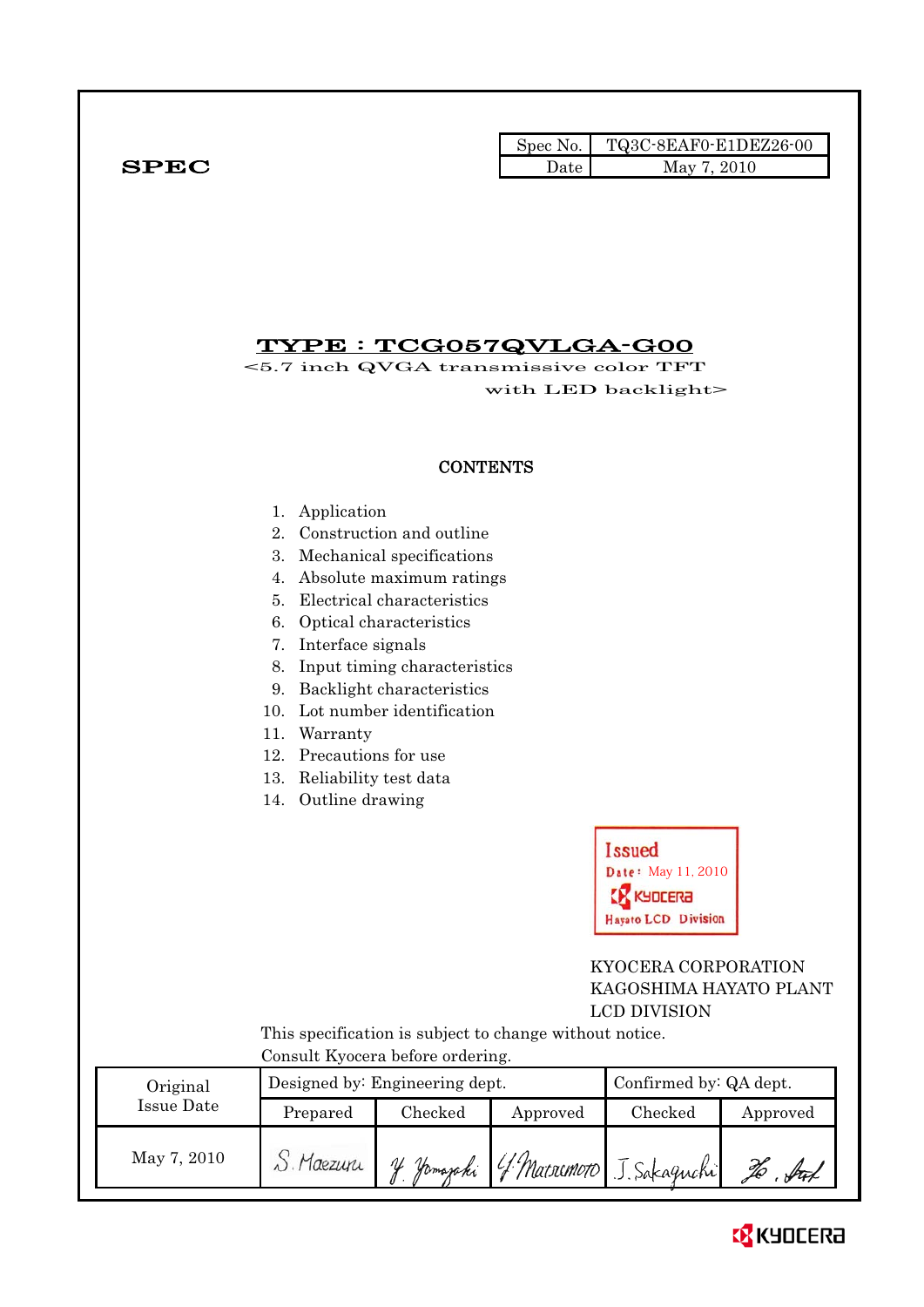**SPEC**

| Spec No. | TQ3C-8EAF0-E1DEZ26-00 |
|---|---|
| Date | May 7, 2010 |

# TYPE : TCG057QVLGA-G00

<5.7 inch QVGA transmissive color TFT with LED backlight>

## CONTENTS

1. Application
2. Construction and outline
3. Mechanical specifications
4. Absolute maximum ratings
5. Electrical characteristics
6. Optical characteristics
7. Interface signals
8. Input timing characteristics
9. Backlight characteristics
10. Lot number identification
11. Warranty
12. Precautions for use
13. Reliability test data
14. Outline drawing

Issued
Date: May 11, 2010
KYOCERA
Hayato LCD Division

KYOCERA CORPORATION
KAGOSHIMA HAYATO PLANT
LCD DIVISION

This specification is subject to change without notice.
Consult Kyocera before ordering.

| Original Issue Date | Designed by: Engineering dept. | | | Confirmed by: QA dept. | |
|---|---|---|---|---|---|
| | Prepared | Checked | Approved | Checked | Approved |
| May 7, 2010 | S. Maezuru | Y. Yamazaki | Y. Matsumoto | J. Sakaguchi | |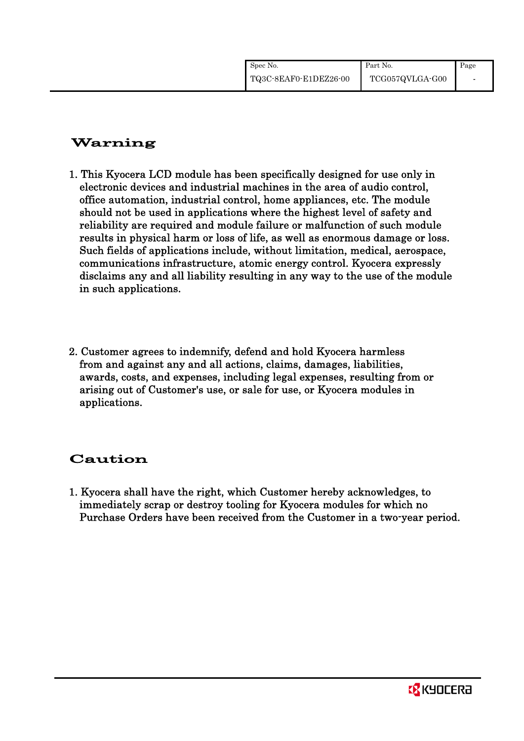## Warning

1. This Kyocera LCD module has been specifically designed for use only in electronic devices and industrial machines in the area of audio control, office automation, industrial control, home appliances, etc. The module should not be used in applications where the highest level of safety and reliability are required and module failure or malfunction of such module results in physical harm or loss of life, as well as enormous damage or loss. Such fields of applications include, without limitation, medical, aerospace, communications infrastructure, atomic energy control. Kyocera expressly disclaims any and all liability resulting in any way to the use of the module in such applications.

2. Customer agrees to indemnify, defend and hold Kyocera harmless from and against any and all actions, claims, damages, liabilities, awards, costs, and expenses, including legal expenses, resulting from or arising out of Customer's use, or sale for use, or Kyocera modules in applications.

## Caution

1. Kyocera shall have the right, which Customer hereby acknowledges, to immediately scrap or destroy tooling for Kyocera modules for which no Purchase Orders have been received from the Customer in a two-year period.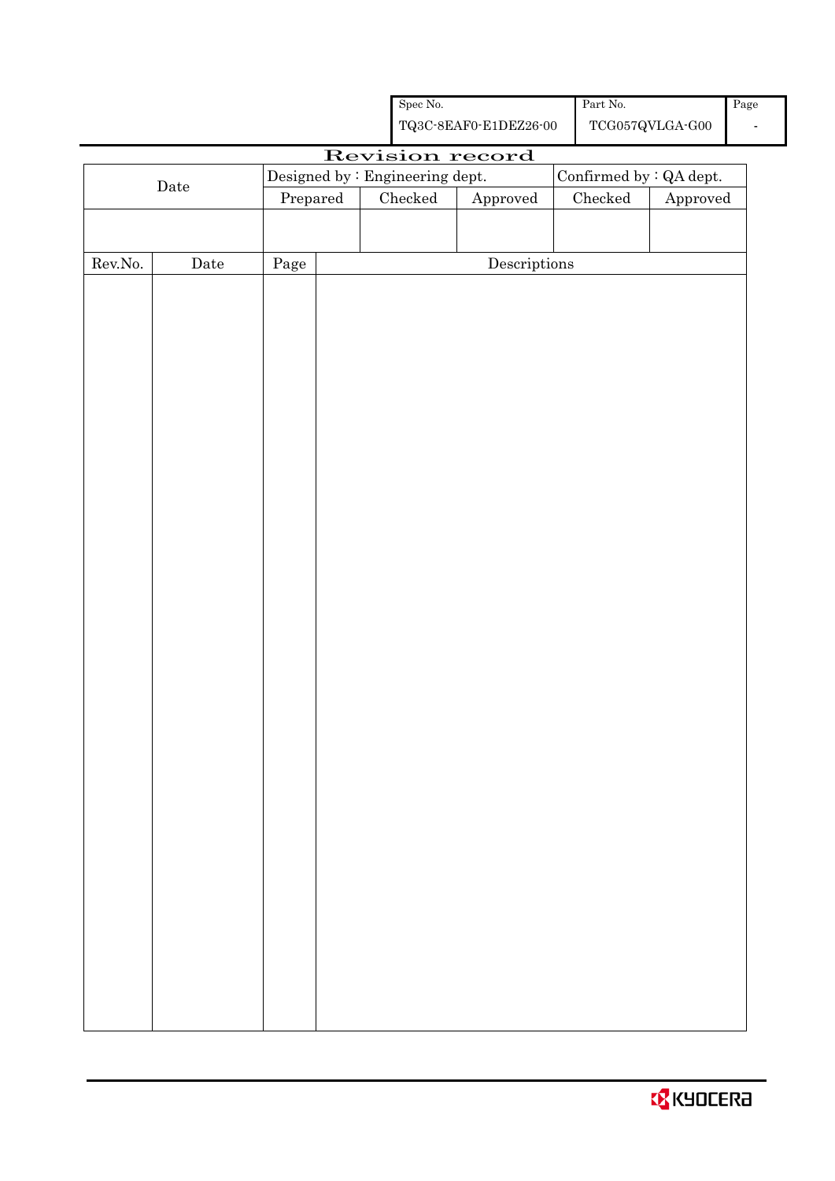| Spec No. | Part No. | Page |
|---|---|---|
| TQ3C-8EAF0-E1DEZ26-00 | TCG057QVLGA-G00 | - |

# Revision record

| Date | Designed by : Engineering dept. | | | Confirmed by : QA dept. | |
|---|---|---|---|---|---|
| | Prepared | Checked | Approved | Checked | Approved |
| | | | | | |

| Rev.No. | Date | Page | Descriptions |
|---|---|---|---|
| | | | |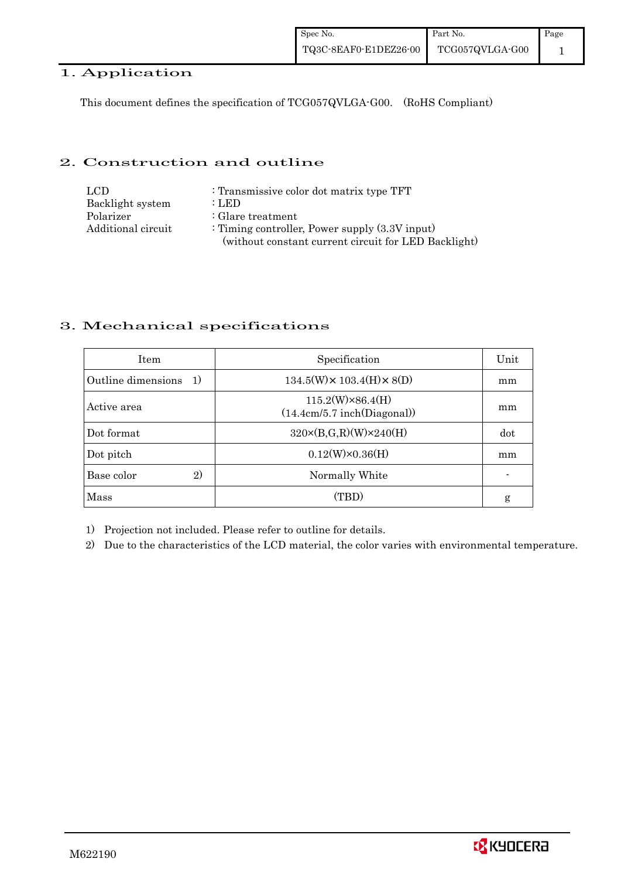# 1. Application

This document defines the specification of TCG057QVLGA-G00. (RoHS Compliant)

# 2. Construction and outline

| | |
|---|---|
| LCD | : Transmissive color dot matrix type TFT |
| Backlight system | : LED |
| Polarizer | : Glare treatment |
| Additional circuit | : Timing controller, Power supply (3.3V input) (without constant current circuit for LED Backlight) |

# 3. Mechanical specifications

| Item | Specification | Unit |
|---|---|---|
| Outline dimensions 1) | 134.5(W)× 103.4(H)× 8(D) | mm |
| Active area | 115.2(W)×86.4(H) (14.4cm/5.7 inch(Diagonal)) | mm |
| Dot format | 320×(B,G,R)(W)×240(H) | dot |
| Dot pitch | 0.12(W)×0.36(H) | mm |
| Base color 2) | Normally White | - |
| Mass | (TBD) | g |

1) Projection not included. Please refer to outline for details.

2) Due to the characteristics of the LCD material, the color varies with environmental temperature.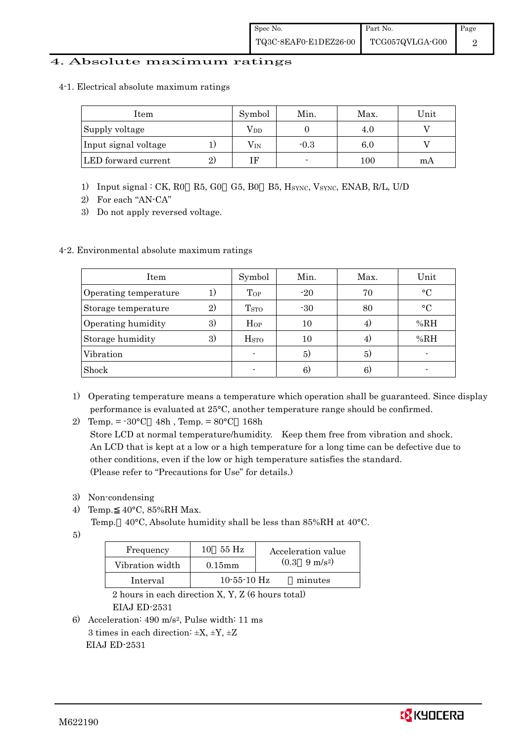# 4. Absolute maximum ratings

## 4-1. Electrical absolute maximum ratings

| Item | | Symbol | Min. | Max. | Unit |
|---|---|---|---|---|---|
| Supply voltage | | $V_{DD}$ | 0 | 4.0 | V |
| Input signal voltage | 1) | $V_{IN}$ | -0.3 | 6.0 | V |
| LED forward current | 2) | IF | - | 100 | mA |

1) Input signal : CK, R0～R5, G0～G5, B0～B5, $H_{SYNC}$, $V_{SYNC}$, ENAB, R/L, U/D
2) For each "AN-CA"
3) Do not apply reversed voltage.

## 4-2. Environmental absolute maximum ratings

| Item | | Symbol | Min. | Max. | Unit |
|---|---|---|---|---|---|
| Operating temperature | 1) | $T_{OP}$ | -20 | 70 | °C |
| Storage temperature | 2) | $T_{STO}$ | -30 | 80 | °C |
| Operating humidity | 3) | $H_{OP}$ | 10 | 4) | %RH |
| Storage humidity | 3) | $H_{STO}$ | 10 | 4) | %RH |
| Vibration | | - | 5) | 5) | - |
| Shock | | - | 6) | 6) | - |

1) Operating temperature means a temperature which operation shall be guaranteed. Since display performance is evaluated at 25°C, another temperature range should be confirmed.
2) Temp. = -30°C＜48h , Temp. = 80°C＜168h
   Store LCD at normal temperature/humidity. Keep them free from vibration and shock.
   An LCD that is kept at a low or a high temperature for a long time can be defective due to other conditions, even if the low or high temperature satisfies the standard.
   (Please refer to "Precautions for Use" for details.)
3) Non-condensing
4) Temp.≦40°C, 85%RH Max.
   Temp.＞40°C, Absolute humidity shall be less than 85%RH at 40°C.
5)

| Frequency | 10～55 Hz | Acceleration value (0.3～9 m/s²) |
|---|---|---|
| Vibration width | 0.15mm | |
| Interval | 10-55-10 Hz | ～minutes |

   2 hours in each direction X, Y, Z (6 hours total)
   EIAJ ED-2531
6) Acceleration: 490 m/s², Pulse width: 11 ms
   3 times in each direction: ±X, ±Y, ±Z
   EIAJ ED-2531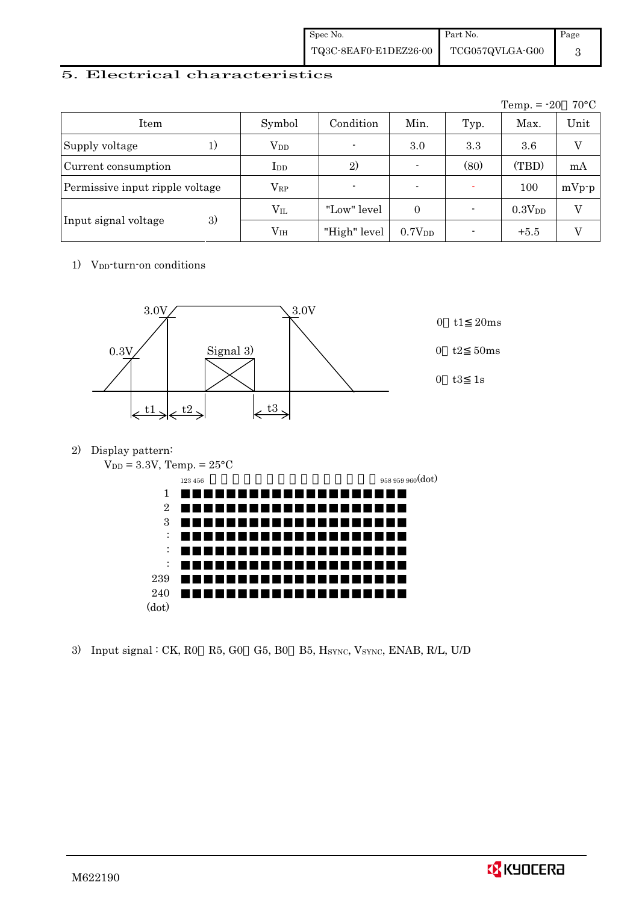## 5. Electrical characteristics

Temp. = -20～70°C

| Item | | Symbol | Condition | Min. | Typ. | Max. | Unit |
|---|---|---|---|---|---|---|---|
| Supply voltage | 1) | $V_{DD}$ | - | 3.0 | 3.3 | 3.6 | V |
| Current consumption | | $I_{DD}$ | 2) | - | (80) | (TBD) | mA |
| Permissive input ripple voltage | | $V_{RP}$ | - | - | - | 100 | mVp-p |
| Input signal voltage | 3) | $V_{IL}$ | "Low" level | 0 | - | $0.3V_{DD}$ | V |
| | | $V_{IH}$ | "High" level | $0.7V_{DD}$ | - | +5.5 | V |

1) $V_{DD}$-turn-on conditions

3.0V　3.0V　0.3V　Signal 3)　t1　t2　t3

0＜t1≦20ms

0＜t2≦50ms

0＜t3≦1s

2) Display pattern:

$V_{DD}$ = 3.3V, Temp. = 25°C

123 456 ・・・・・・・・・・・・・・・・ 958 959 960(dot)

1, 2, 3, :, :, :, 239, 240 (dot)

3) Input signal : CK, R0～R5, G0～G5, B0～B5, $H_{SYNC}$, $V_{SYNC}$, ENAB, R/L, U/D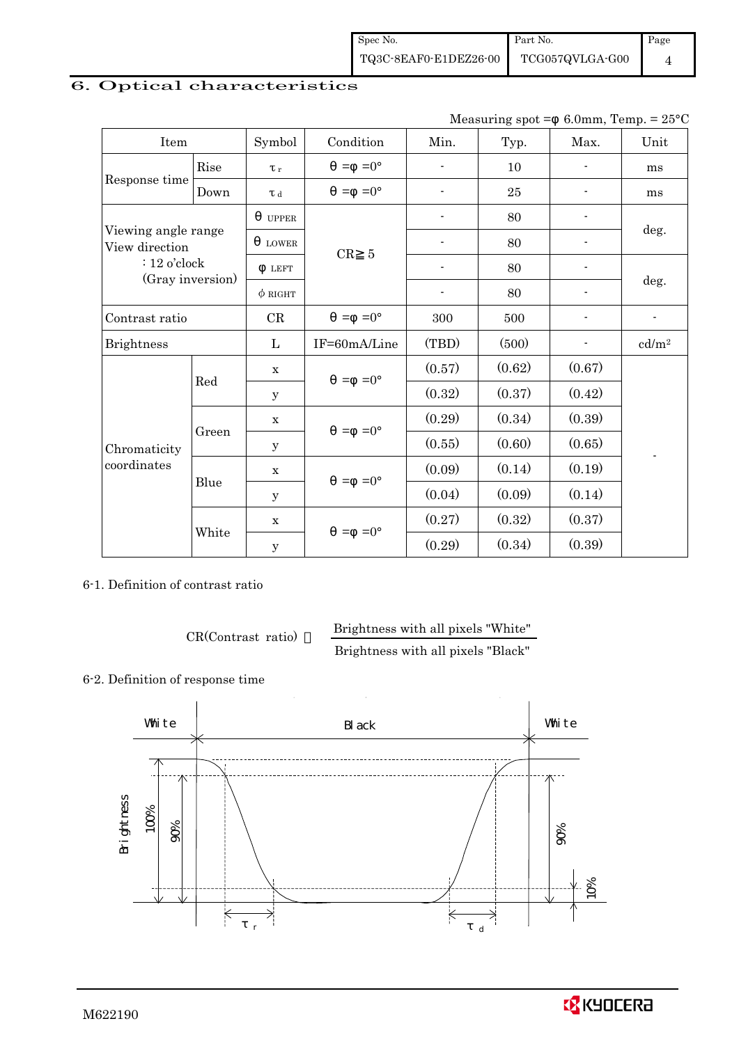## 6. Optical characteristics

Measuring spot =φ 6.0mm, Temp. = 25°C

| Item | | Symbol | Condition | Min. | Typ. | Max. | Unit |
|---|---|---|---|---|---|---|---|
| Response time | Rise | $\tau_r$ | θ =φ =0° | - | 10 | - | ms |
| | Down | $\tau_d$ | θ =φ =0° | - | 25 | - | ms |
| Viewing angle range View direction : 12 o'clock (Gray inversion) | | θ UPPER | CR≧5 | - | 80 | - | deg. |
| | | θ LOWER | | - | 80 | - | |
| | | φ LEFT | | - | 80 | - | deg. |
| | | φ RIGHT | | - | 80 | - | |
| Contrast ratio | | CR | θ =φ =0° | 300 | 500 | - | - |
| Brightness | | L | IF=60mA/Line | (TBD) | (500) | - | cd/m² |
| Chromaticity coordinates | Red | x | θ =φ =0° | (0.57) | (0.62) | (0.67) | - |
| | | y | | (0.32) | (0.37) | (0.42) | |
| | Green | x | θ =φ =0° | (0.29) | (0.34) | (0.39) | |
| | | y | | (0.55) | (0.60) | (0.65) | |
| | Blue | x | θ =φ =0° | (0.09) | (0.14) | (0.19) | |
| | | y | | (0.04) | (0.09) | (0.14) | |
| | White | x | θ =φ =0° | (0.27) | (0.32) | (0.37) | |
| | | y | | (0.29) | (0.34) | (0.39) | |

6-1. Definition of contrast ratio

$$\text{CR(Contrast ratio)} = \frac{\text{Brightness with all pixels "White"}}{\text{Brightness with all pixels "Black"}}$$

6-2. Definition of response time

White　　Black　　White

Brightness　100%　90%　90%　10%

$\tau_r$　　$\tau_d$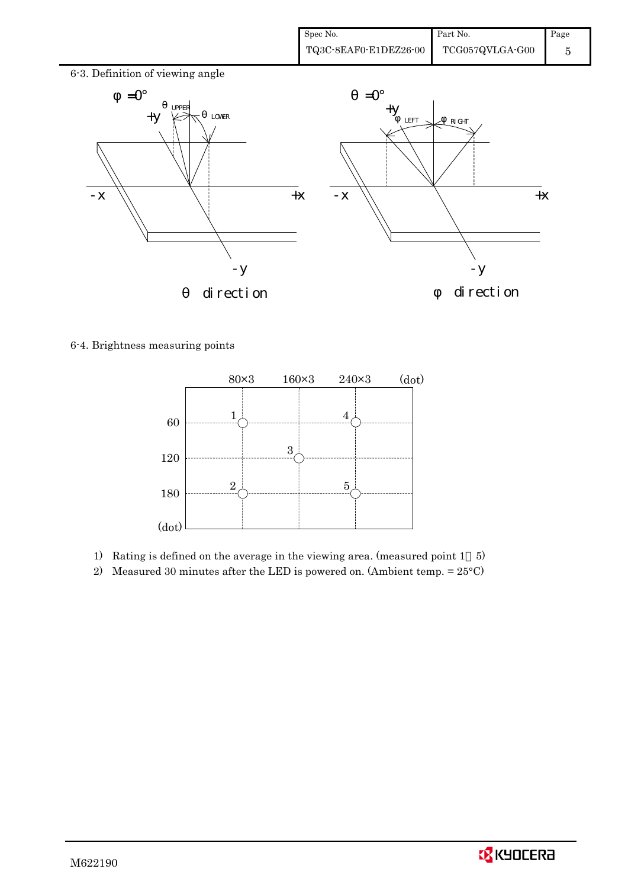6-3. Definition of viewing angle

$\phi = 0°$ &emsp; $\theta$ direction

$\theta = 0°$ &emsp; $\phi$ direction

6-4. Brightness measuring points

1) Rating is defined on the average in the viewing area. (measured point 1～5)
2) Measured 30 minutes after the LED is powered on. (Ambient temp. = 25°C)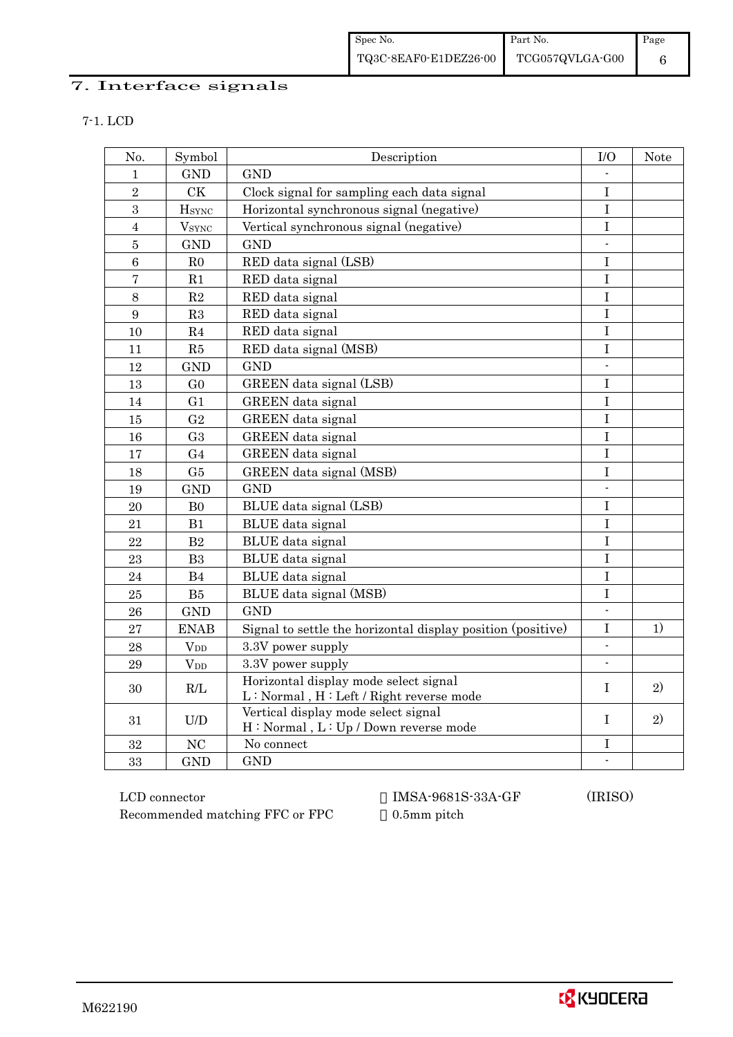## 7. Interface signals

### 7-1. LCD

| No. | Symbol | Description | I/O | Note |
|---|---|---|---|---|
| 1 | GND | GND | - | |
| 2 | CK | Clock signal for sampling each data signal | I | |
| 3 | $H_{SYNC}$ | Horizontal synchronous signal (negative) | I | |
| 4 | $V_{SYNC}$ | Vertical synchronous signal (negative) | I | |
| 5 | GND | GND | - | |
| 6 | R0 | RED data signal (LSB) | I | |
| 7 | R1 | RED data signal | I | |
| 8 | R2 | RED data signal | I | |
| 9 | R3 | RED data signal | I | |
| 10 | R4 | RED data signal | I | |
| 11 | R5 | RED data signal (MSB) | I | |
| 12 | GND | GND | - | |
| 13 | G0 | GREEN data signal (LSB) | I | |
| 14 | G1 | GREEN data signal | I | |
| 15 | G2 | GREEN data signal | I | |
| 16 | G3 | GREEN data signal | I | |
| 17 | G4 | GREEN data signal | I | |
| 18 | G5 | GREEN data signal (MSB) | I | |
| 19 | GND | GND | - | |
| 20 | B0 | BLUE data signal (LSB) | I | |
| 21 | B1 | BLUE data signal | I | |
| 22 | B2 | BLUE data signal | I | |
| 23 | B3 | BLUE data signal | I | |
| 24 | B4 | BLUE data signal | I | |
| 25 | B5 | BLUE data signal (MSB) | I | |
| 26 | GND | GND | - | |
| 27 | ENAB | Signal to settle the horizontal display position (positive) | I | 1) |
| 28 | $V_{DD}$ | 3.3V power supply | - | |
| 29 | $V_{DD}$ | 3.3V power supply | - | |
| 30 | R/L | Horizontal display mode select signal<br>L : Normal , H : Left / Right reverse mode | I | 2) |
| 31 | U/D | Vertical display mode select signal<br>H : Normal , L : Up / Down reverse mode | I | 2) |
| 32 | NC | No connect | I | |
| 33 | GND | GND | - | |

LCD connector : IMSA-9681S-33A-GF (IRISO)

Recommended matching FFC or FPC : 0.5mm pitch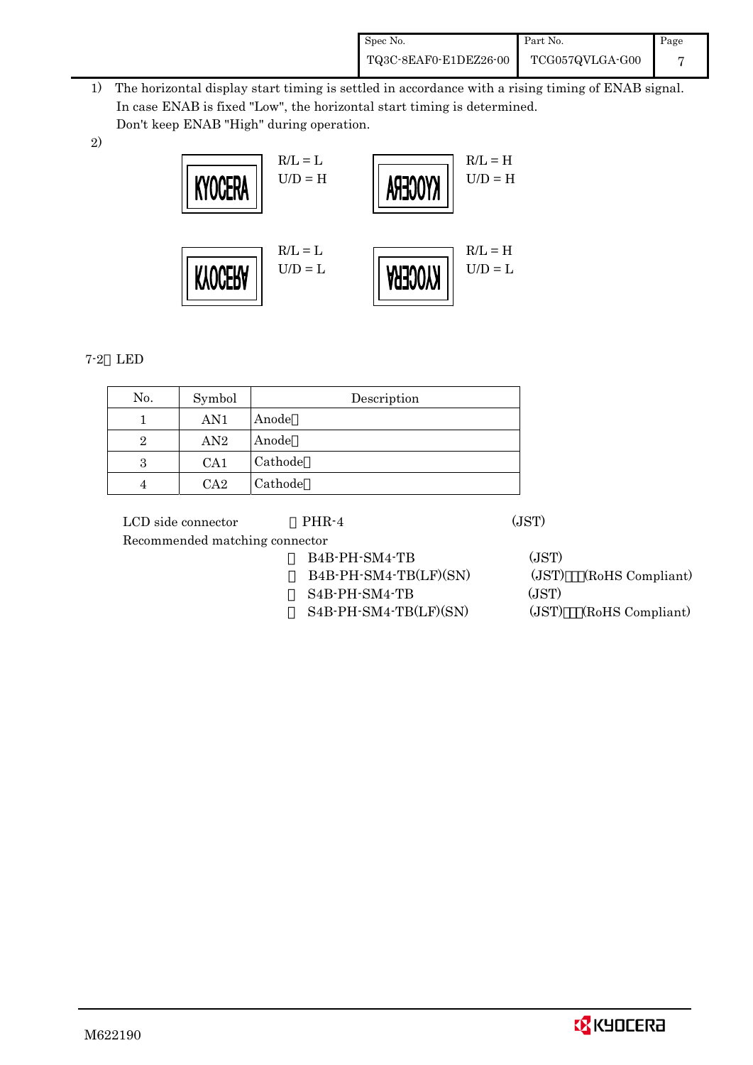1) The horizontal display start timing is settled in accordance with a rising timing of ENAB signal. In case ENAB is fixed "Low", the horizontal start timing is determined. Don't keep ENAB "High" during operation.

2)

| Display | Setting |
|---|---|
| KYOCERA | R/L = L, U/D = H |
| KYOCERA (mirrored horizontally) | R/L = H, U/D = H |
| KYOCERA (flipped vertically) | R/L = L, U/D = L |
| KYOCERA (rotated 180°) | R/L = H, U/D = L |

## 7-2. LED

| No. | Symbol | Description |
|---|---|---|
| 1 | AN1 | Anode |
| 2 | AN2 | Anode |
| 3 | CA1 | Cathode |
| 4 | CA2 | Cathode |

LCD side connector : PHR-4 (JST)

Recommended matching connector

- B4B-PH-SM4-TB (JST)
- B4B-PH-SM4-TB(LF)(SN) (JST) (RoHS Compliant)
- S4B-PH-SM4-TB (JST)
- S4B-PH-SM4-TB(LF)(SN) (JST) (RoHS Compliant)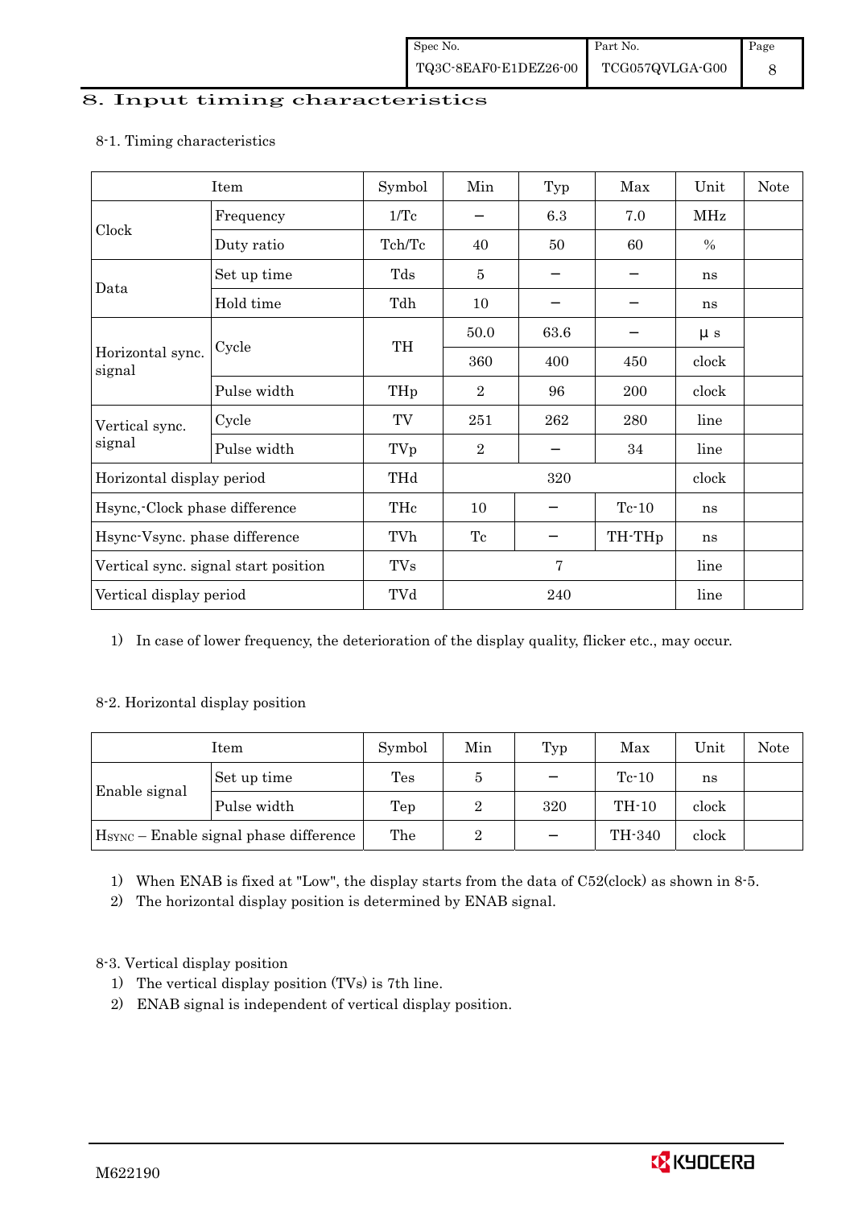# 8. Input timing characteristics

8-1. Timing characteristics

| Item | | Symbol | Min | Typ | Max | Unit | Note |
|---|---|---|---|---|---|---|---|
| Clock | Frequency | 1/Tc | – | 6.3 | 7.0 | MHz | |
| | Duty ratio | Tch/Tc | 40 | 50 | 60 | % | |
| Data | Set up time | Tds | 5 | – | – | ns | |
| | Hold time | Tdh | 10 | – | – | ns | |
| Horizontal sync. signal | Cycle | TH | 50.0 | 63.6 | – | μs | |
| | | | 360 | 400 | 450 | clock | |
| | Pulse width | THp | 2 | 96 | 200 | clock | |
| Vertical sync. signal | Cycle | TV | 251 | 262 | 280 | line | |
| | Pulse width | TVp | 2 | – | 34 | line | |
| Horizontal display period | | THd | | 320 | | clock | |
| Hsync,-Clock phase difference | | THc | 10 | – | Tc-10 | ns | |
| Hsync-Vsync. phase difference | | TVh | Tc | – | TH-THp | ns | |
| Vertical sync. signal start position | | TVs | | 7 | | line | |
| Vertical display period | | TVd | | 240 | | line | |

1) In case of lower frequency, the deterioration of the display quality, flicker etc., may occur.

8-2. Horizontal display position

| Item | | Symbol | Min | Typ | Max | Unit | Note |
|---|---|---|---|---|---|---|---|
| Enable signal | Set up time | Tes | 5 | – | Tc-10 | ns | |
| | Pulse width | Tep | 2 | 320 | TH-10 | clock | |
| $H_{SYNC}$ – Enable signal phase difference | | The | 2 | – | TH-340 | clock | |

1) When ENAB is fixed at "Low", the display starts from the data of C52(clock) as shown in 8-5.
2) The horizontal display position is determined by ENAB signal.

8-3. Vertical display position

1) The vertical display position (TVs) is 7th line.
2) ENAB signal is independent of vertical display position.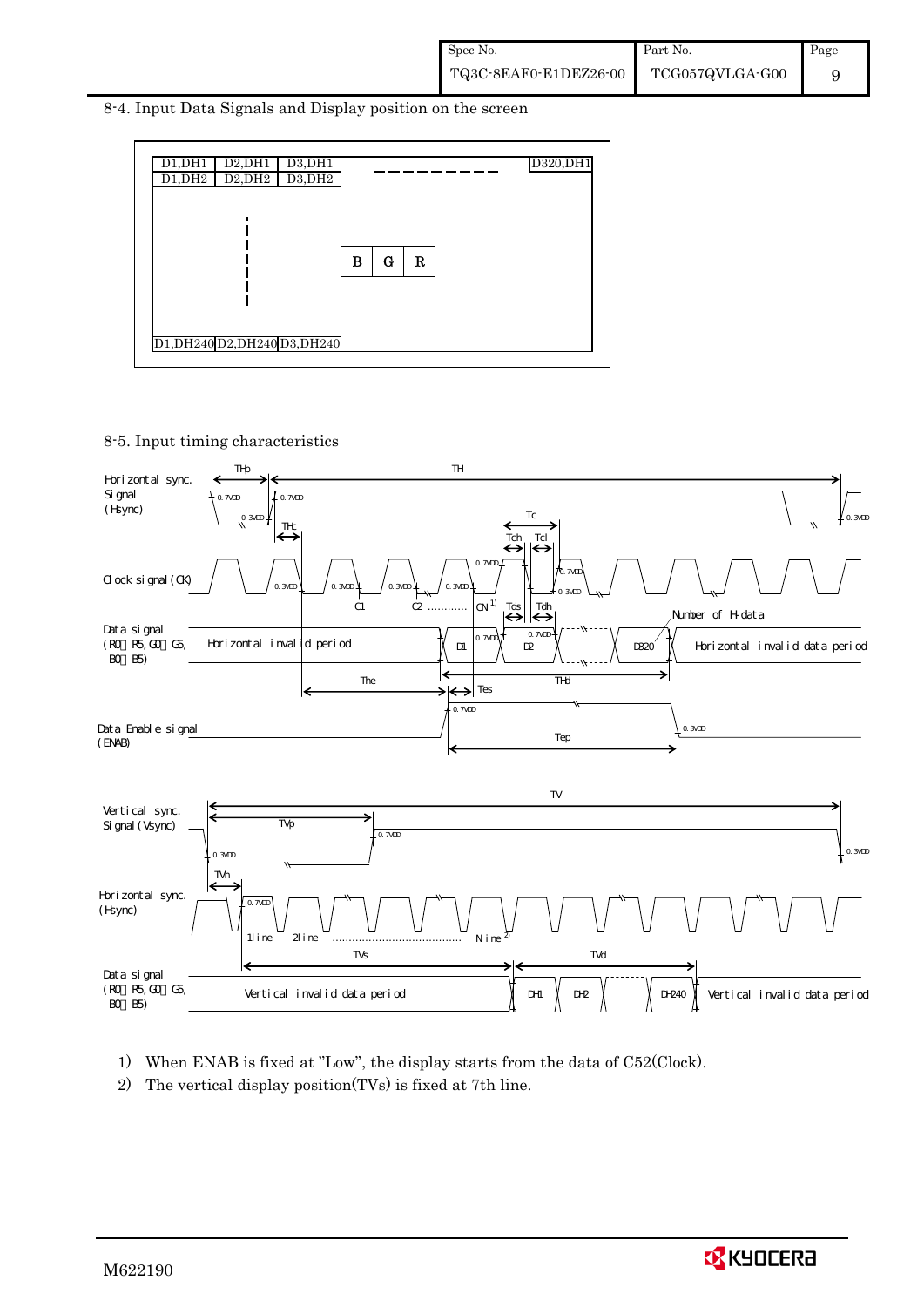8-4. Input Data Signals and Display position on the screen

| D1,DH1 | D2,DH1 | D3,DH1 | - - - - - - - - - | D320,DH1 |
|---|---|---|---|---|
| D1,DH2 | D2,DH2 | D3,DH2 | | |
| ⋮ | | B G R | | |
| D1,DH240 | D2,DH240 | D3,DH240 | | |

8-5. Input timing characteristics

Horizontal sync. Signal (Hsync): THp, TH, THc, 0.7VDD, 0.3VDD

Clock signal (CK): Tc, Tch, Tcl, 0.7VDD, 0.3VDD, C1, C2 ............ CN 1)

Data signal (R0～R5, G0～G5, B0～B5): Horizontal invalid period, D1, D2, D320, Horizontal invalid data period, Number of H-data, Tds, Tdh, The, THd

Data Enable signal (ENAB): Tes, Tep, 0.7VDD, 0.3VDD

Vertical sync. Signal (Vsync): TV, TVp, 0.7VDD, 0.3VDD

Horizontal sync. (Hsync): TVh, 1line, 2line ........................................ Nline 2)

Data signal (R0～R5, G0～G5, B0～B5): Vertical invalid data period, TVs, TVd, DH1, DH2, DH240, Vertical invalid data period

1) When ENAB is fixed at "Low", the display starts from the data of C52(Clock).

2) The vertical display position(TVs) is fixed at 7th line.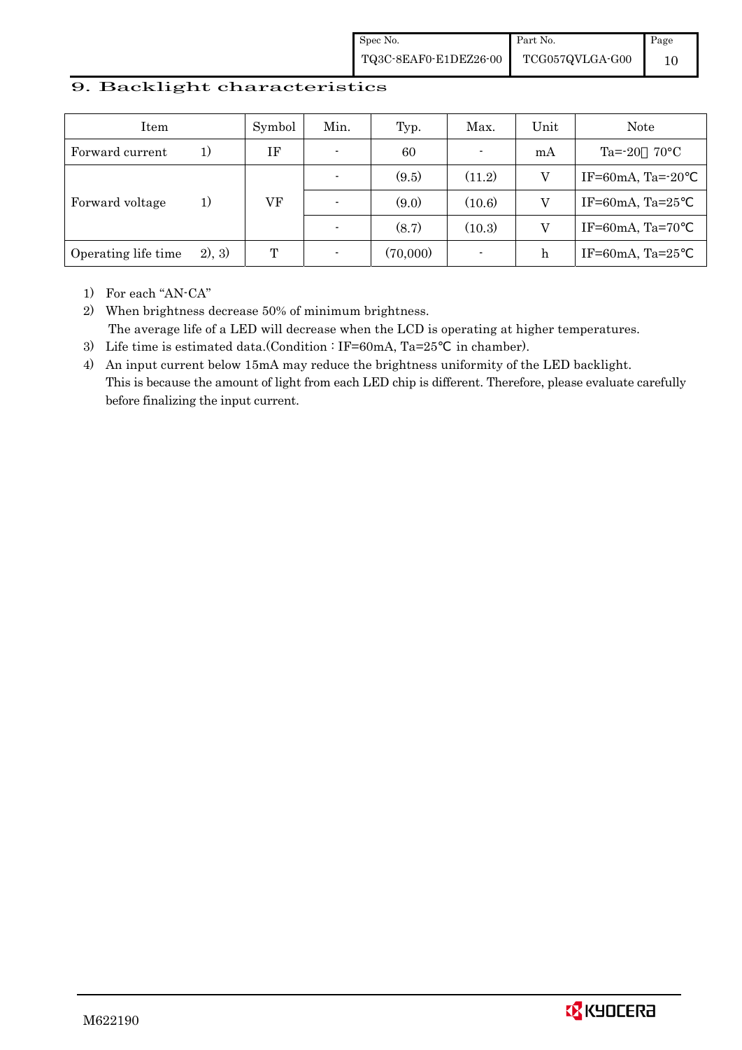## 9. Backlight characteristics

| Item | | Symbol | Min. | Typ. | Max. | Unit | Note |
|---|---|---|---|---|---|---|---|
| Forward current | 1) | IF | - | 60 | - | mA | Ta=-20～70°C |
| Forward voltage | 1) | VF | - | (9.5) | (11.2) | V | IF=60mA, Ta=-20℃ |
| | | | - | (9.0) | (10.6) | V | IF=60mA, Ta=25℃ |
| | | | - | (8.7) | (10.3) | V | IF=60mA, Ta=70℃ |
| Operating life time | 2), 3) | T | - | (70,000) | - | h | IF=60mA, Ta=25℃ |

1) For each "AN-CA"
2) When brightness decrease 50% of minimum brightness.
   The average life of a LED will decrease when the LCD is operating at higher temperatures.
3) Life time is estimated data.(Condition : IF=60mA, Ta=25℃ in chamber).
4) An input current below 15mA may reduce the brightness uniformity of the LED backlight.
   This is because the amount of light from each LED chip is different. Therefore, please evaluate carefully before finalizing the input current.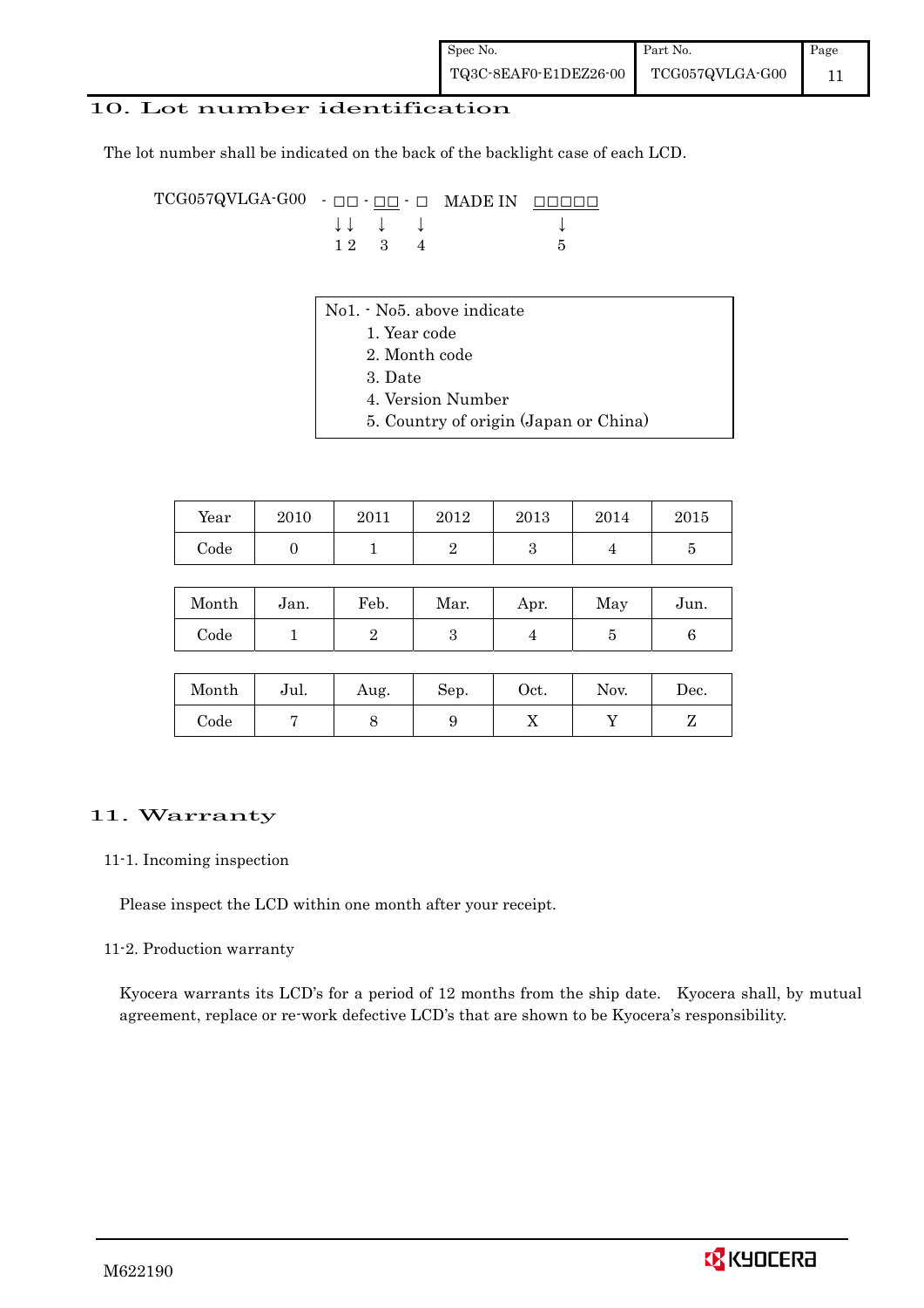## 10. Lot number identification

The lot number shall be indicated on the back of the backlight case of each LCD.

```
TCG057QVLGA-G00  - □□ - □□ - □   MADE IN  □□□□□
                   ↓↓   ↓    ↓              ↓
                   1 2  3    4              5
```

No1. - No5. above indicate
1. Year code
2. Month code
3. Date
4. Version Number
5. Country of origin (Japan or China)

| Year | 2010 | 2011 | 2012 | 2013 | 2014 | 2015 |
|---|---|---|---|---|---|---|
| Code | 0 | 1 | 2 | 3 | 4 | 5 |

| Month | Jan. | Feb. | Mar. | Apr. | May | Jun. |
|---|---|---|---|---|---|---|
| Code | 1 | 2 | 3 | 4 | 5 | 6 |

| Month | Jul. | Aug. | Sep. | Oct. | Nov. | Dec. |
|---|---|---|---|---|---|---|
| Code | 7 | 8 | 9 | X | Y | Z |

## 11. Warranty

### 11-1. Incoming inspection

Please inspect the LCD within one month after your receipt.

### 11-2. Production warranty

Kyocera warrants its LCD's for a period of 12 months from the ship date. Kyocera shall, by mutual agreement, replace or re-work defective LCD's that are shown to be Kyocera's responsibility.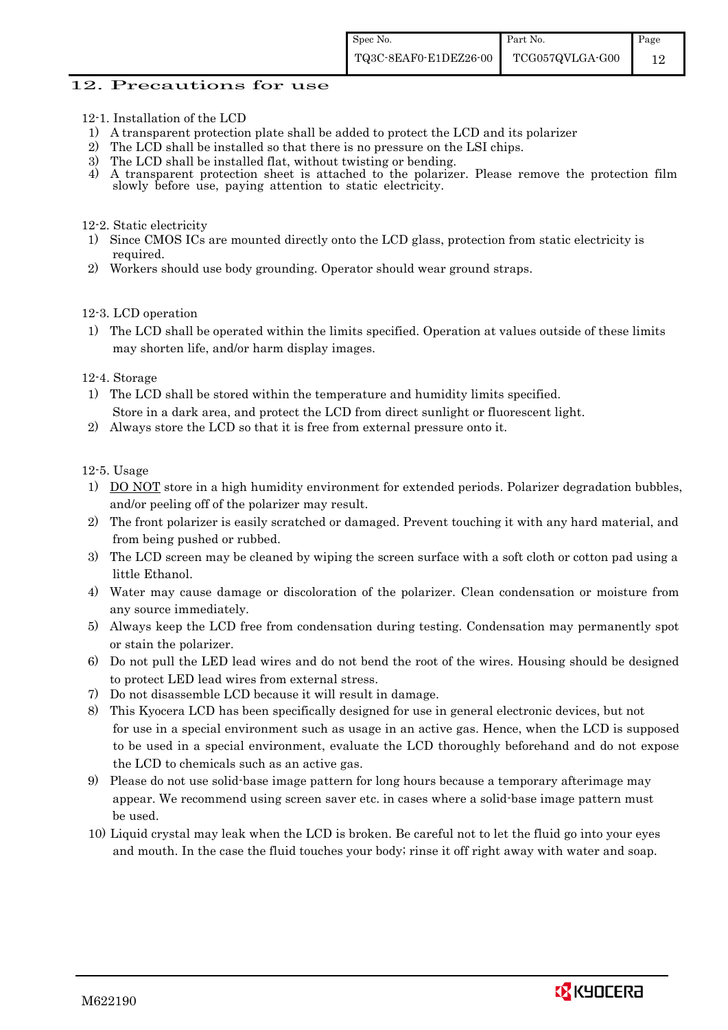## 12. Precautions for use

12-1. Installation of the LCD

1) A transparent protection plate shall be added to protect the LCD and its polarizer
2) The LCD shall be installed so that there is no pressure on the LSI chips.
3) The LCD shall be installed flat, without twisting or bending.
4) A transparent protection sheet is attached to the polarizer. Please remove the protection film slowly before use, paying attention to static electricity.

12-2. Static electricity

1) Since CMOS ICs are mounted directly onto the LCD glass, protection from static electricity is required.
2) Workers should use body grounding. Operator should wear ground straps.

12-3. LCD operation

1) The LCD shall be operated within the limits specified. Operation at values outside of these limits may shorten life, and/or harm display images.

12-4. Storage

1) The LCD shall be stored within the temperature and humidity limits specified. Store in a dark area, and protect the LCD from direct sunlight or fluorescent light.
2) Always store the LCD so that it is free from external pressure onto it.

12-5. Usage

1) DO NOT store in a high humidity environment for extended periods. Polarizer degradation bubbles, and/or peeling off of the polarizer may result.
2) The front polarizer is easily scratched or damaged. Prevent touching it with any hard material, and from being pushed or rubbed.
3) The LCD screen may be cleaned by wiping the screen surface with a soft cloth or cotton pad using a little Ethanol.
4) Water may cause damage or discoloration of the polarizer. Clean condensation or moisture from any source immediately.
5) Always keep the LCD free from condensation during testing. Condensation may permanently spot or stain the polarizer.
6) Do not pull the LED lead wires and do not bend the root of the wires. Housing should be designed to protect LED lead wires from external stress.
7) Do not disassemble LCD because it will result in damage.
8) This Kyocera LCD has been specifically designed for use in general electronic devices, but not for use in a special environment such as usage in an active gas. Hence, when the LCD is supposed to be used in a special environment, evaluate the LCD thoroughly beforehand and do not expose the LCD to chemicals such as an active gas.
9) Please do not use solid-base image pattern for long hours because a temporary afterimage may appear. We recommend using screen saver etc. in cases where a solid-base image pattern must be used.
10) Liquid crystal may leak when the LCD is broken. Be careful not to let the fluid go into your eyes and mouth. In the case the fluid touches your body; rinse it off right away with water and soap.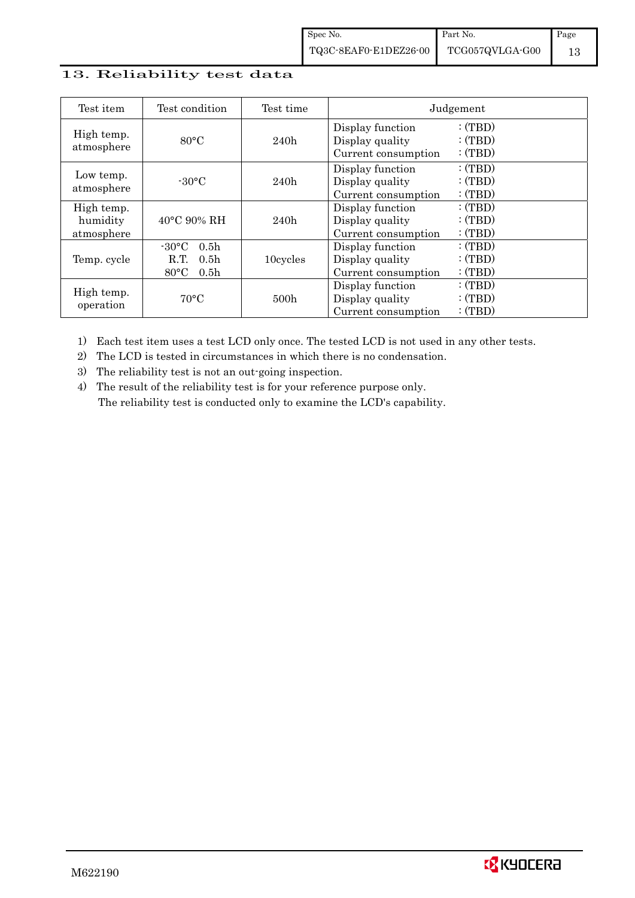## 13. Reliability test data

| Test item | Test condition | Test time | Judgement |
|---|---|---|---|
| High temp. atmosphere | 80°C | 240h | Display function : (TBD)<br>Display quality : (TBD)<br>Current consumption : (TBD) |
| Low temp. atmosphere | -30°C | 240h | Display function : (TBD)<br>Display quality : (TBD)<br>Current consumption : (TBD) |
| High temp. humidity atmosphere | 40°C 90% RH | 240h | Display function : (TBD)<br>Display quality : (TBD)<br>Current consumption : (TBD) |
| Temp. cycle | -30°C 0.5h<br>R.T. 0.5h<br>80°C 0.5h | 10cycles | Display function : (TBD)<br>Display quality : (TBD)<br>Current consumption : (TBD) |
| High temp. operation | 70°C | 500h | Display function : (TBD)<br>Display quality : (TBD)<br>Current consumption : (TBD) |

1) Each test item uses a test LCD only once. The tested LCD is not used in any other tests.
2) The LCD is tested in circumstances in which there is no condensation.
3) The reliability test is not an out-going inspection.
4) The result of the reliability test is for your reference purpose only.
   The reliability test is conducted only to examine the LCD's capability.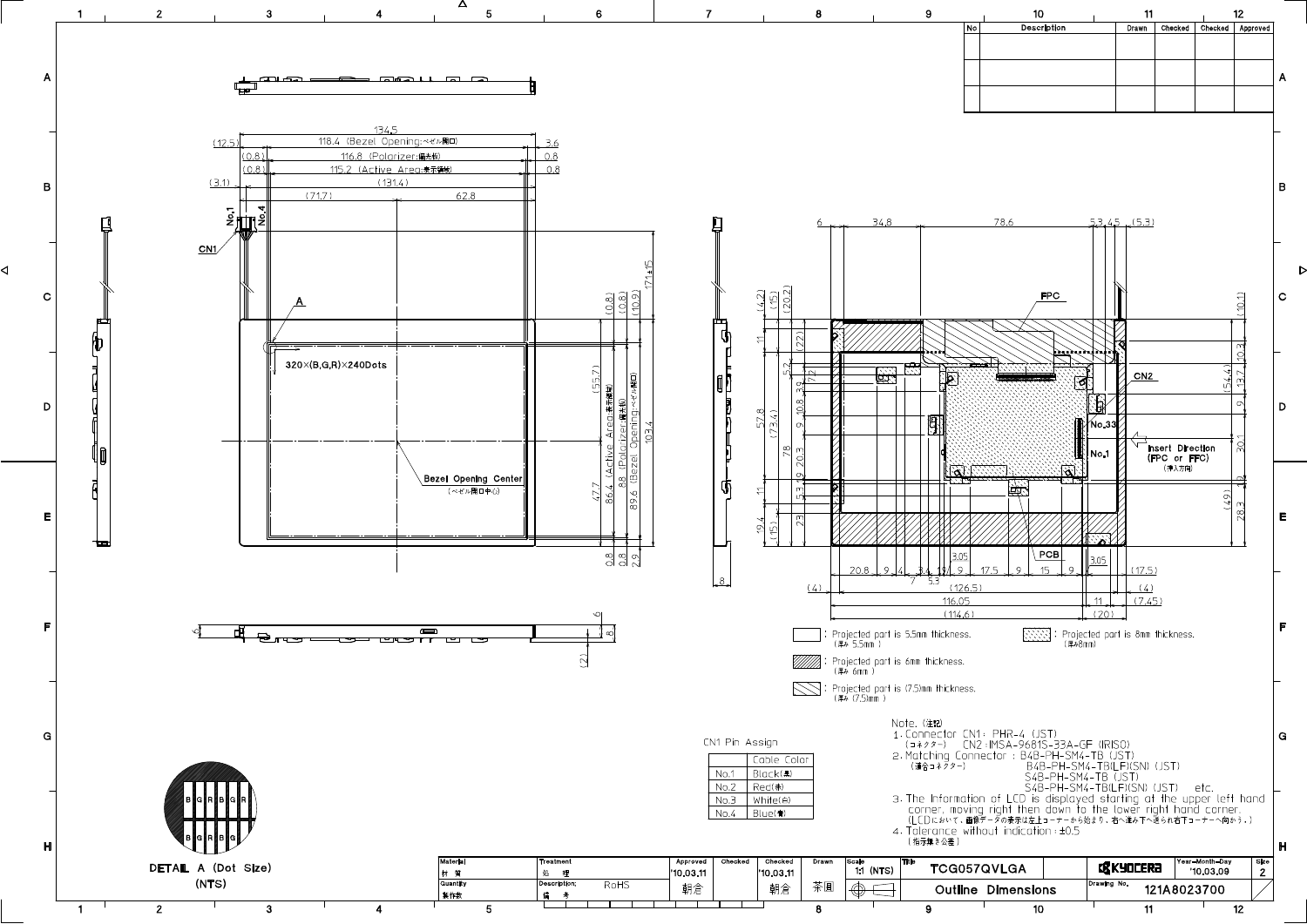| No | Description | Drawn | Checked | Checked | Approved |
|---|---|---|---|---|---|
| | | | | | |
| | | | | | |
| | | | | | |

134.5

(12.5) 118.4 (Bezel Opening:ベゼル開口) 3.6

(0.8) 116.8 (Polarizer:偏光板) 0.8

(0.8) 115.2 (Active Area:表示領域) 0.8

(3.1) (131.4)

(71.7) 62.8

No.1 No.4

CN1

A

320×(B,G,R)×240Dots

Bezel Opening Center (ベゼル開口中心)

(55.7) 47.7 86.4 (Active Area:表示領域) 88 (Polarizer:偏光板) 89.6 (Bezel Opening:ベゼル開口) 103.4

(0.8) (0.8) (10.9) 171±15

0.8 0.8 2.9

8

6 8 (2)

6 34.8 78.6 5.3 4.5 (5.3)

FPC

CN2

No.33

No.1

Insert Direction (FPC or FFC) (挿入方向)

PCB

(4.2) (15) (20.2) 11 (22) 5.2 7.2 3.9 10.8 9 20.3 5.3 1.9 11 23 19.4 (15) 57.8 (73.4) 78

(10.1) 10.3 (54.4) 13.7 9 30.1 12 (49) 28.3 1.2

3.05 3.05

20.8 9 4 3.4 1.9 9 17.5 9 15 9 (17.5)

7 5.3

(4) (126.5) (4)

116.05 11 (7.45)

(114.6) (20)

: Projected part is 5.5mm thickness. (厚み 5.5mm)

: Projected part is 6mm thickness. (厚み 6mm)

: Projected part is (7.5)mm thickness. (厚み (7.5)mm)

: Projected part is 8mm thickness. (厚み8mm)

CN1 Pin Assign

| | Cable Color |
|---|---|
| No.1 | Black(黒) |
| No.2 | Red(赤) |
| No.3 | White(白) |
| No.4 | Blue(青) |

Note. (注記)

1. Connector CN1: PHR-4 (JST)
   (コネクター) CN2: IMSA-9681S-33A-GF (IRISO)
2. Matching Connector : B4B-PH-SM4-TB (JST)
   (適合コネクター) B4B-PH-SM4-TB(LF)(SN) (JST)
   S4B-PH-SM4-TB (JST)
   S4B-PH-SM4-TB(LF)(SN) (JST) etc.
3. The Information of LCD is displayed starting at the upper left hand corner, moving right then down to the lower right hand corner.
   (LCDにおいて、画像データの表示は左上コーナーから始まり、右へ進み下へ送られ右下コーナーへ向かう。)
4. Tolerance without indication : ±0.5
   (指示無き公差)

DETAIL A (Dot Size) (NTS)

| Material 材質 | Treatment 処理 | Approved '10.03.11 朝倉 | Checked | Checked '10.03.11 朝倉 | Drawn 茶園 | Scale 1:1 (NTS) | Title TCG057QVLGA | KYOCERA | Year-Month-Day '10.03.09 | Size 2 |
|---|---|---|---|---|---|---|---|---|---|---|
| Quantity 製作数 | Description; 備考 RoHS | | | | | | Outline Dimensions | Drawing No. 121A8023700 | | |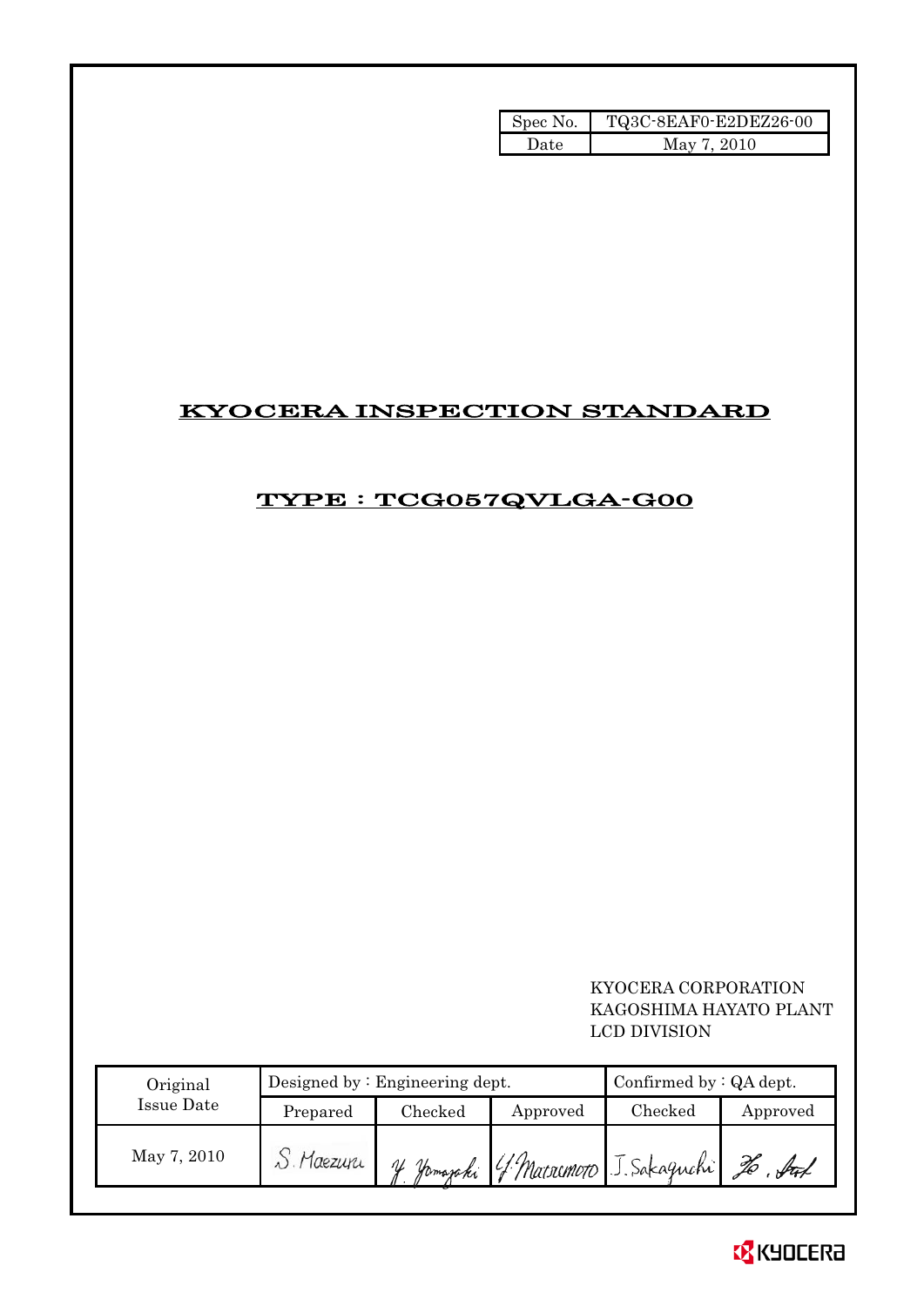| Spec No. | TQ3C-8EAF0-E2DEZ26-00 |
| --- | --- |
| Date | May 7, 2010 |

# KYOCERA INSPECTION STANDARD

## TYPE : TCG057QVLGA-G00

KYOCERA CORPORATION
KAGOSHIMA HAYATO PLANT
LCD DIVISION

| Original Issue Date | Designed by : Engineering dept. | | | Confirmed by : QA dept. | |
| --- | --- | --- | --- | --- | --- |
| | Prepared | Checked | Approved | Checked | Approved |
| May 7, 2010 | S. Maezuru | Y. Yamazaki | Y. Matsumoto | J. Sakaguchi | |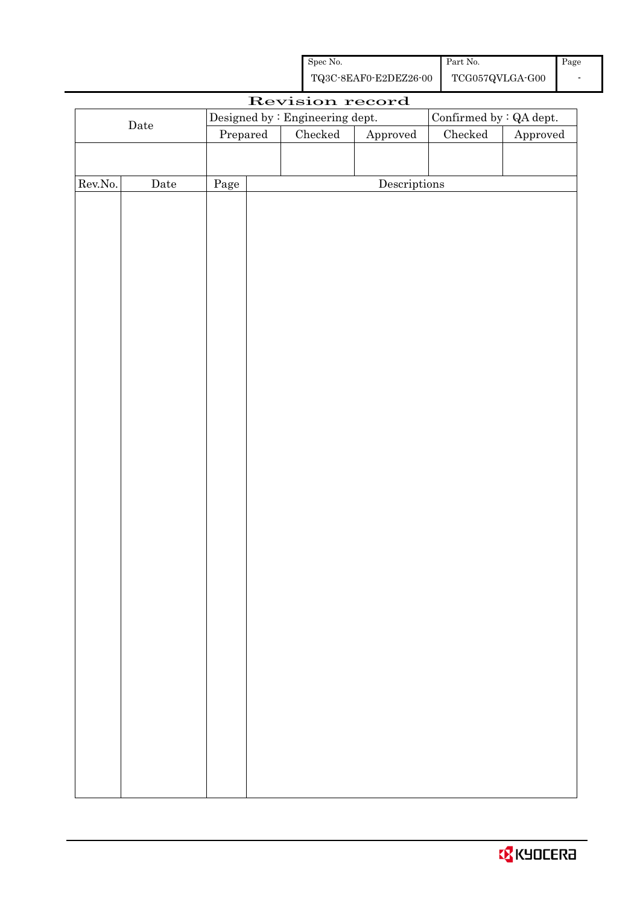# Revision record

| Date | Designed by : Engineering dept. | | | Confirmed by : QA dept. | |
|---|---|---|---|---|---|
| | Prepared | Checked | Approved | Checked | Approved |
| | | | | | |

| Rev.No. | Date | Page | Descriptions |
|---|---|---|---|
| | | | |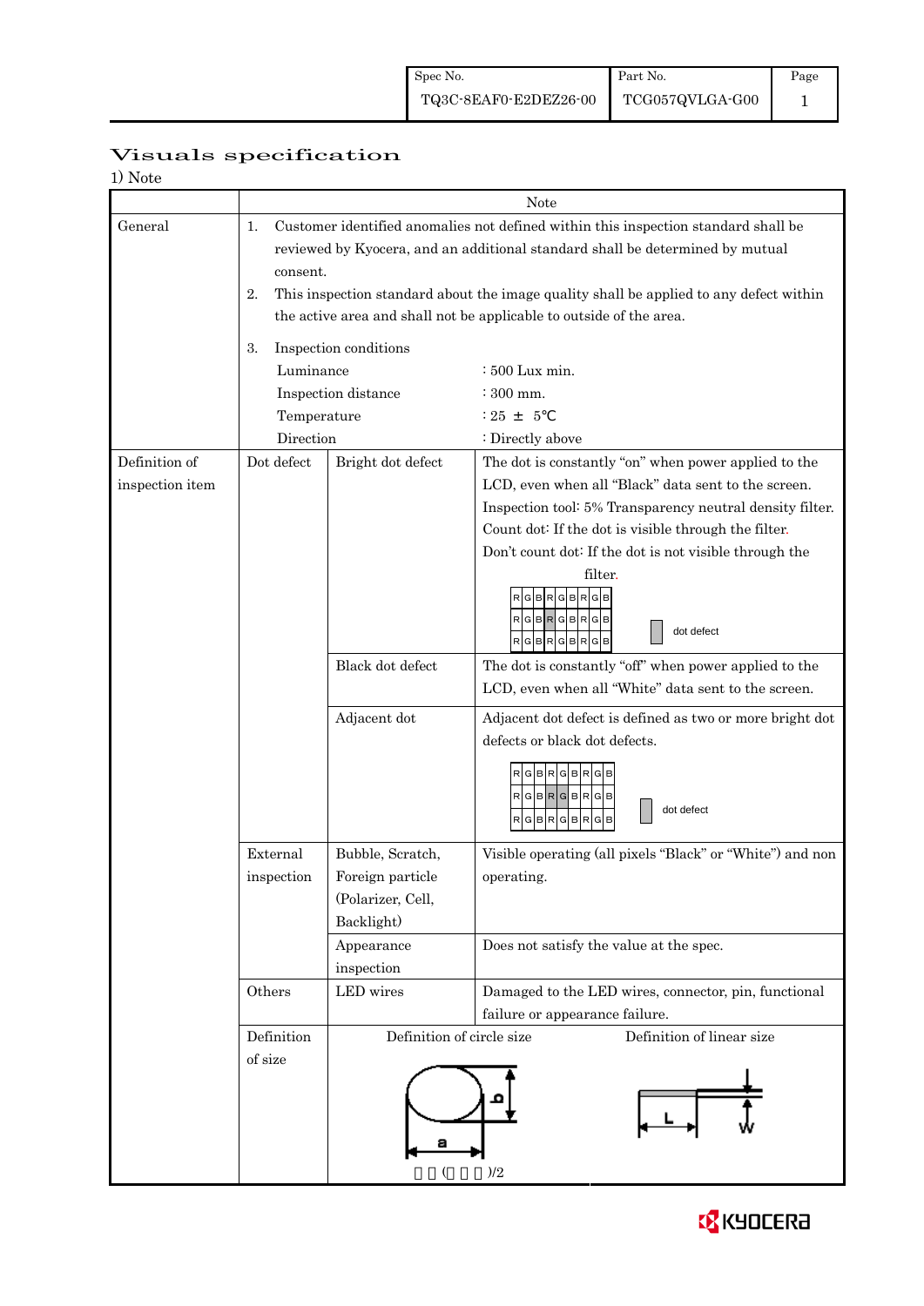## Visuals specification

1) Note

| | Note | | |
|---|---|---|---|
| General | 1. Customer identified anomalies not defined within this inspection standard shall be reviewed by Kyocera, and an additional standard shall be determined by mutual consent.<br>2. This inspection standard about the image quality shall be applied to any defect within the active area and shall not be applicable to outside of the area.<br>3. Inspection conditions<br>Luminance : 500 Lux min.<br>Inspection distance : 300 mm.<br>Temperature : 25 ± 5℃<br>Direction : Directly above | | |
| Definition of inspection item | Dot defect | Bright dot defect | The dot is constantly "on" when power applied to the LCD, even when all "Black" data sent to the screen.<br>Inspection tool: 5% Transparency neutral density filter.<br>Count dot: If the dot is visible through the filter.<br>Don't count dot: If the dot is not visible through the filter.<br>RGBRGBRGB / RGBRGBRGB / RGBRGBRGB — dot defect |
| | | Black dot defect | The dot is constantly "off" when power applied to the LCD, even when all "White" data sent to the screen. |
| | | Adjacent dot | Adjacent dot defect is defined as two or more bright dot defects or black dot defects.<br>RGBRGBRGB / RGBRGBRGB / RGBRGBRGB — dot defect |
| | External inspection | Bubble, Scratch, Foreign particle (Polarizer, Cell, Backlight) | Visible operating (all pixels "Black" or "White") and non operating. |
| | | Appearance inspection | Does not satisfy the value at the spec. |
| | Others | LED wires | Damaged to the LED wires, connector, pin, functional failure or appearance failure. |
| | Definition of size | Definition of circle size<br>a, b<br>(a + b)/2 | Definition of linear size<br>L, W |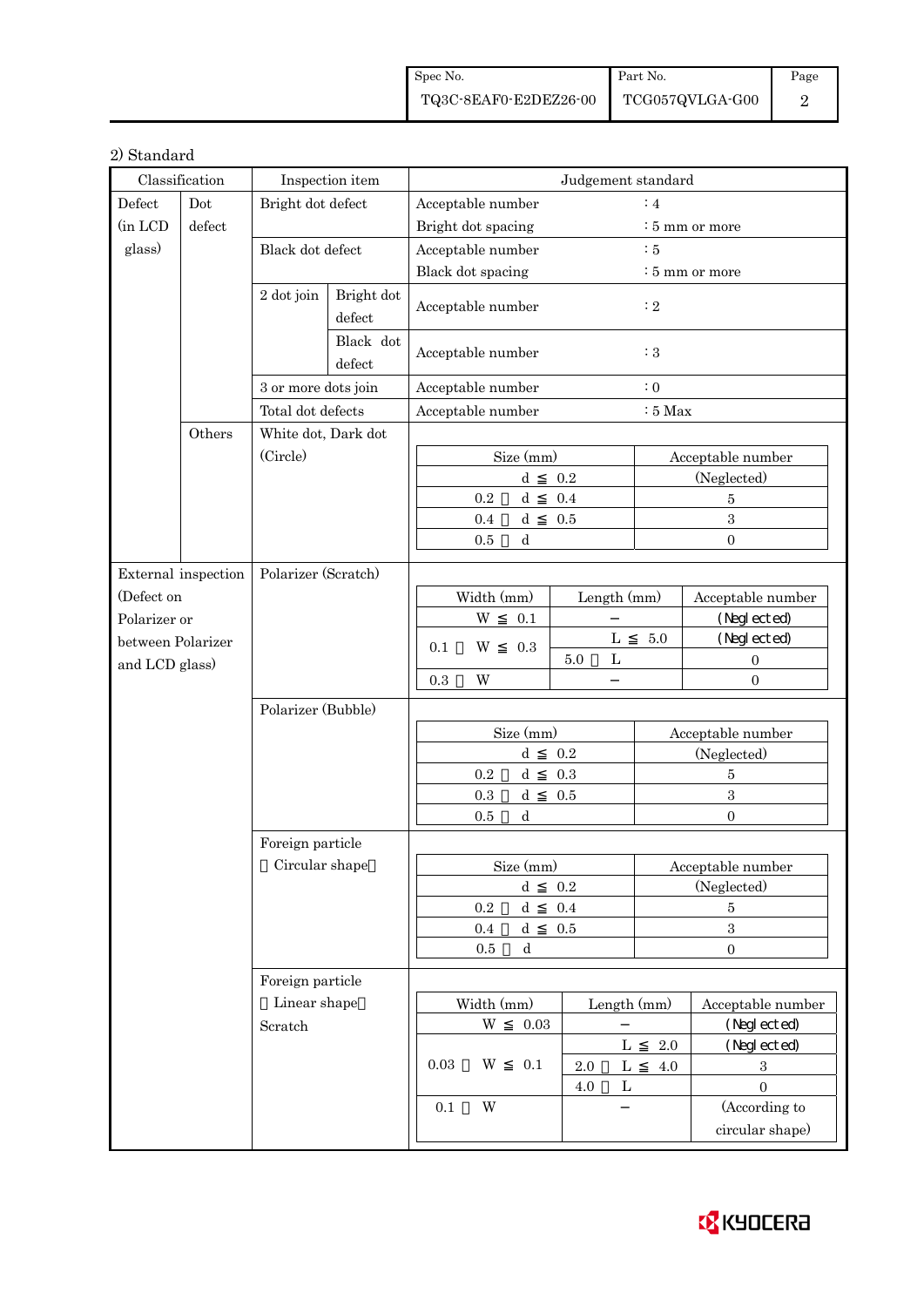2) Standard

| Classification | | Inspection item | | Judgement standard |
|---|---|---|---|---|
| Defect (in LCD glass) | Dot defect | Bright dot defect | | Acceptable number : 4<br>Bright dot spacing : 5 mm or more |
| | | Black dot defect | | Acceptable number : 5<br>Black dot spacing : 5 mm or more |
| | | 2 dot join | Bright dot defect | Acceptable number : 2 |
| | | | Black dot defect | Acceptable number : 3 |
| | | 3 or more dots join | | Acceptable number : 0 |
| | | Total dot defects | | Acceptable number : 5 Max |
| | Others | White dot, Dark dot (Circle) | | See table A |
| External inspection (Defect on Polarizer or between Polarizer and LCD glass) | | Polarizer (Scratch) | | See table B |
| | | Polarizer (Bubble) | | See table C |
| | | Foreign particle (Circular shape) | | See table D |
| | | Foreign particle (Linear shape) Scratch | | See table E |

Table A – White dot, Dark dot (Circle)

| Size (mm) | Acceptable number |
|---|---|
| d ≦ 0.2 | (Neglected) |
| 0.2 < d ≦ 0.4 | 5 |
| 0.4 < d ≦ 0.5 | 3 |
| 0.5 < d | 0 |

Table B – Polarizer (Scratch)

| Width (mm) | Length (mm) | Acceptable number |
|---|---|---|
| W ≦ 0.1 | – | (Neglected) |
| 0.1 < W ≦ 0.3 | L ≦ 5.0 | (Neglected) |
| | 5.0 < L | 0 |
| 0.3 < W | – | 0 |

Table C – Polarizer (Bubble)

| Size (mm) | Acceptable number |
|---|---|
| d ≦ 0.2 | (Neglected) |
| 0.2 < d ≦ 0.3 | 5 |
| 0.3 < d ≦ 0.5 | 3 |
| 0.5 < d | 0 |

Table D – Foreign particle (Circular shape)

| Size (mm) | Acceptable number |
|---|---|
| d ≦ 0.2 | (Neglected) |
| 0.2 < d ≦ 0.4 | 5 |
| 0.4 < d ≦ 0.5 | 3 |
| 0.5 < d | 0 |

Table E – Foreign particle (Linear shape) Scratch

| Width (mm) | Length (mm) | Acceptable number |
|---|---|---|
| W ≦ 0.03 | – | (Neglected) |
| 0.03 < W ≦ 0.1 | L ≦ 2.0 | (Neglected) |
| | 2.0 < L ≦ 4.0 | 3 |
| | 4.0 < L | 0 |
| 0.1 < W | – | (According to circular shape) |